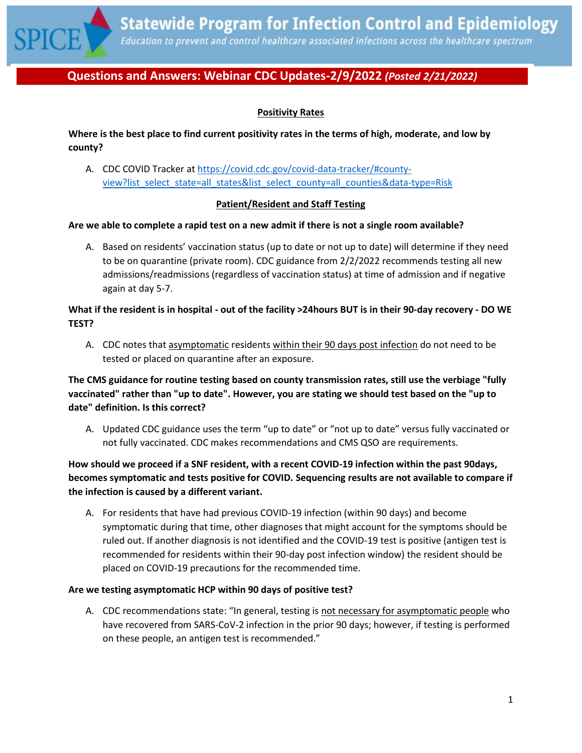# Statewide Program for Infection Control and Epidemiology

*Education to prevent and control healthcare associated infections across the healthcare spectrum*

## Questions and Answers: Webinar CDC Updates-2/9/2022 *(Posted 2/21/2022)*

### Positivity Rates

**Where is the best place to find current positivity rates in the terms of high, moderate, and low by county?**

A. CDC COVID Tracker at [https://covid.cdc.gov/covid-data-tracker/#county-view?list_select_state=all_states&list_select_county=all_counties&data-type=Risk](https://covid.cdc.gov/covid-data-tracker/#county-view?list_select_state=all_states&list_select_county=all_counties&data-type=Risk)

### Patient/Resident and Staff Testing

**Are we able to complete a rapid test on a new admit if there is not a single room available?**

A. Based on residents' vaccination status (up to date or not up to date) will determine if they need to be on quarantine (private room). CDC guidance from 2/2/2022 recommends testing all new admissions/readmissions (regardless of vaccination status) at time of admission and if negative again at day 5-7.

**What if the resident is in hospital - out of the facility >24hours BUT is in their 90-day recovery - DO WE TEST?**

A. CDC notes that asymptomatic residents within their 90 days post infection do not need to be tested or placed on quarantine after an exposure.

**The CMS guidance for routine testing based on county transmission rates, still use the verbiage "fully vaccinated" rather than "up to date". However, you are stating we should test based on the "up to date" definition. Is this correct?**

A. Updated CDC guidance uses the term "up to date" or "not up to date" versus fully vaccinated or not fully vaccinated. CDC makes recommendations and CMS QSO are requirements.

**How should we proceed if a SNF resident, with a recent COVID-19 infection within the past 90days, becomes symptomatic and tests positive for COVID. Sequencing results are not available to compare if the infection is caused by a different variant.**

A. For residents that have had previous COVID-19 infection (within 90 days) and become symptomatic during that time, other diagnoses that might account for the symptoms should be ruled out. If another diagnosis is not identified and the COVID-19 test is positive (antigen test is recommended for residents within their 90-day post infection window) the resident should be placed on COVID-19 precautions for the recommended time.

**Are we testing asymptomatic HCP within 90 days of positive test?**

A. CDC recommendations state: "In general, testing is not necessary for asymptomatic people who have recovered from SARS-CoV-2 infection in the prior 90 days; however, if testing is performed on these people, an antigen test is recommended."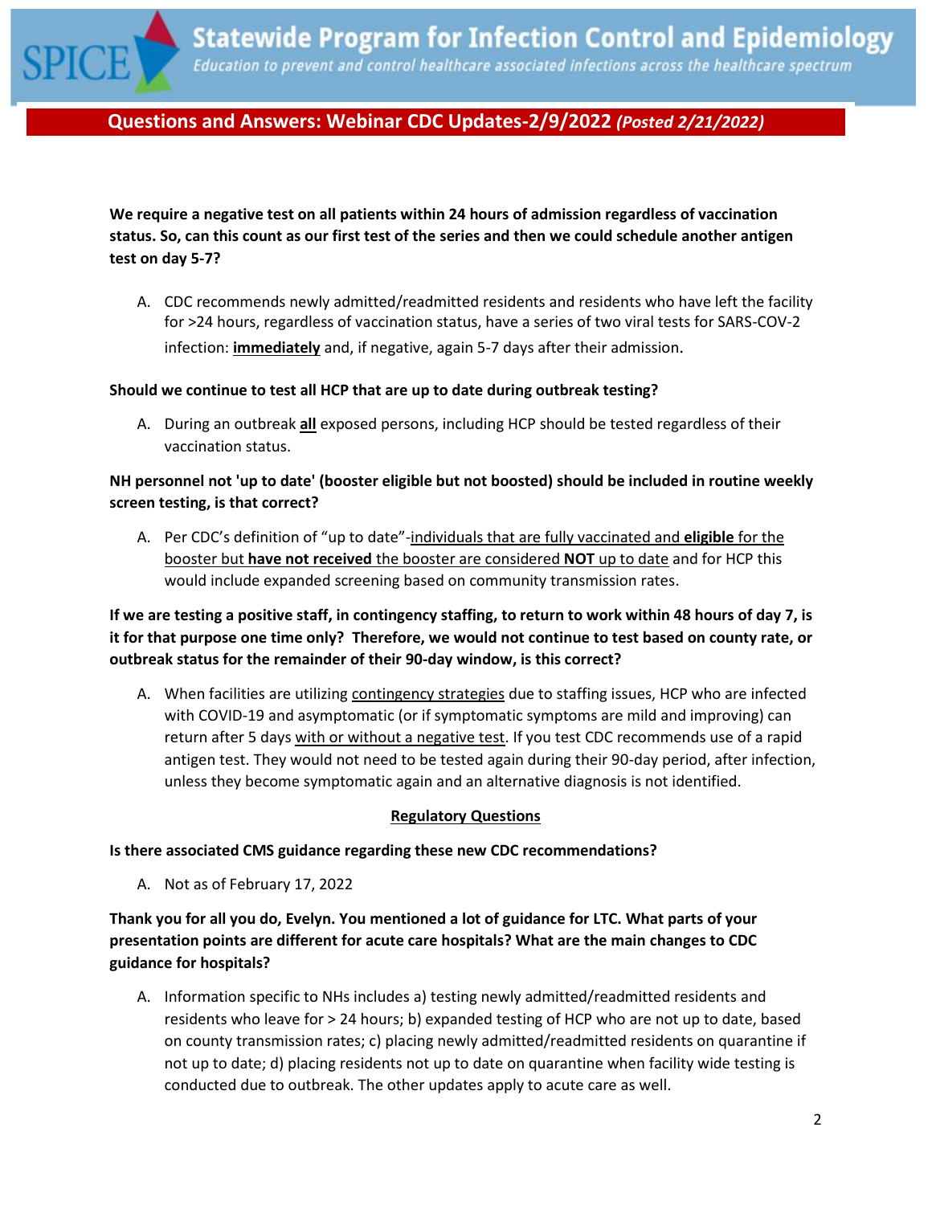**We require a negative test on all patients within 24 hours of admission regardless of vaccination status. So, can this count as our first test of the series and then we could schedule another antigen test on day 5-7?**

A. CDC recommends newly admitted/readmitted residents and residents who have left the facility for >24 hours, regardless of vaccination status, have a series of two viral tests for SARS-COV-2 infection: **immediately** and, if negative, again 5-7 days after their admission.

**Should we continue to test all HCP that are up to date during outbreak testing?**

A. During an outbreak **all** exposed persons, including HCP should be tested regardless of their vaccination status.

**NH personnel not 'up to date' (booster eligible but not boosted) should be included in routine weekly screen testing, is that correct?**

A. Per CDC's definition of "up to date"-individuals that are fully vaccinated and **eligible** for the booster but **have not received** the booster are considered **NOT** up to date and for HCP this would include expanded screening based on community transmission rates.

**If we are testing a positive staff, in contingency staffing, to return to work within 48 hours of day 7, is it for that purpose one time only? Therefore, we would not continue to test based on county rate, or outbreak status for the remainder of their 90-day window, is this correct?**

A. When facilities are utilizing contingency strategies due to staffing issues, HCP who are infected with COVID-19 and asymptomatic (or if symptomatic symptoms are mild and improving) can return after 5 days with or without a negative test. If you test CDC recommends use of a rapid antigen test. They would not need to be tested again during their 90-day period, after infection, unless they become symptomatic again and an alternative diagnosis is not identified.

## Regulatory Questions

**Is there associated CMS guidance regarding these new CDC recommendations?**

A. Not as of February 17, 2022

**Thank you for all you do, Evelyn. You mentioned a lot of guidance for LTC. What parts of your presentation points are different for acute care hospitals? What are the main changes to CDC guidance for hospitals?**

A. Information specific to NHs includes a) testing newly admitted/readmitted residents and residents who leave for > 24 hours; b) expanded testing of HCP who are not up to date, based on county transmission rates; c) placing newly admitted/readmitted residents on quarantine if not up to date; d) placing residents not up to date on quarantine when facility wide testing is conducted due to outbreak. The other updates apply to acute care as well.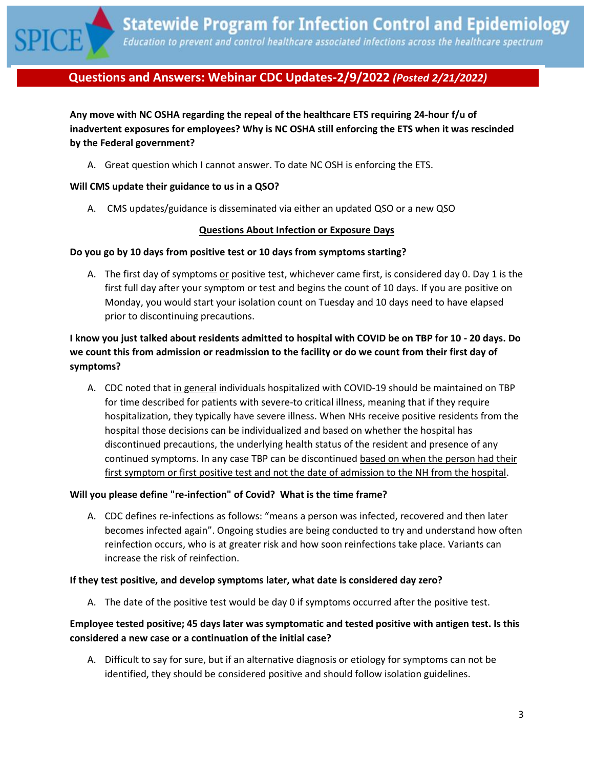## Questions and Answers: Webinar CDC Updates-2/9/2022 *(Posted 2/21/2022)*

**Any move with NC OSHA regarding the repeal of the healthcare ETS requiring 24-hour f/u of inadvertent exposures for employees? Why is NC OSHA still enforcing the ETS when it was rescinded by the Federal government?**

A. Great question which I cannot answer. To date NC OSH is enforcing the ETS.

**Will CMS update their guidance to us in a QSO?**

A. CMS updates/guidance is disseminated via either an updated QSO or a new QSO

**Questions About Infection or Exposure Days**

**Do you go by 10 days from positive test or 10 days from symptoms starting?**

A. The first day of symptoms or positive test, whichever came first, is considered day 0. Day 1 is the first full day after your symptom or test and begins the count of 10 days. If you are positive on Monday, you would start your isolation count on Tuesday and 10 days need to have elapsed prior to discontinuing precautions.

**I know you just talked about residents admitted to hospital with COVID be on TBP for 10 - 20 days. Do we count this from admission or readmission to the facility or do we count from their first day of symptoms?**

A. CDC noted that in general individuals hospitalized with COVID-19 should be maintained on TBP for time described for patients with severe-to critical illness, meaning that if they require hospitalization, they typically have severe illness. When NHs receive positive residents from the hospital those decisions can be individualized and based on whether the hospital has discontinued precautions, the underlying health status of the resident and presence of any continued symptoms. In any case TBP can be discontinued based on when the person had their first symptom or first positive test and not the date of admission to the NH from the hospital.

**Will you please define "re-infection" of Covid? What is the time frame?**

A. CDC defines re-infections as follows: "means a person was infected, recovered and then later becomes infected again". Ongoing studies are being conducted to try and understand how often reinfection occurs, who is at greater risk and how soon reinfections take place. Variants can increase the risk of reinfection.

**If they test positive, and develop symptoms later, what date is considered day zero?**

A. The date of the positive test would be day 0 if symptoms occurred after the positive test.

**Employee tested positive; 45 days later was symptomatic and tested positive with antigen test. Is this considered a new case or a continuation of the initial case?**

A. Difficult to say for sure, but if an alternative diagnosis or etiology for symptoms can not be identified, they should be considered positive and should follow isolation guidelines.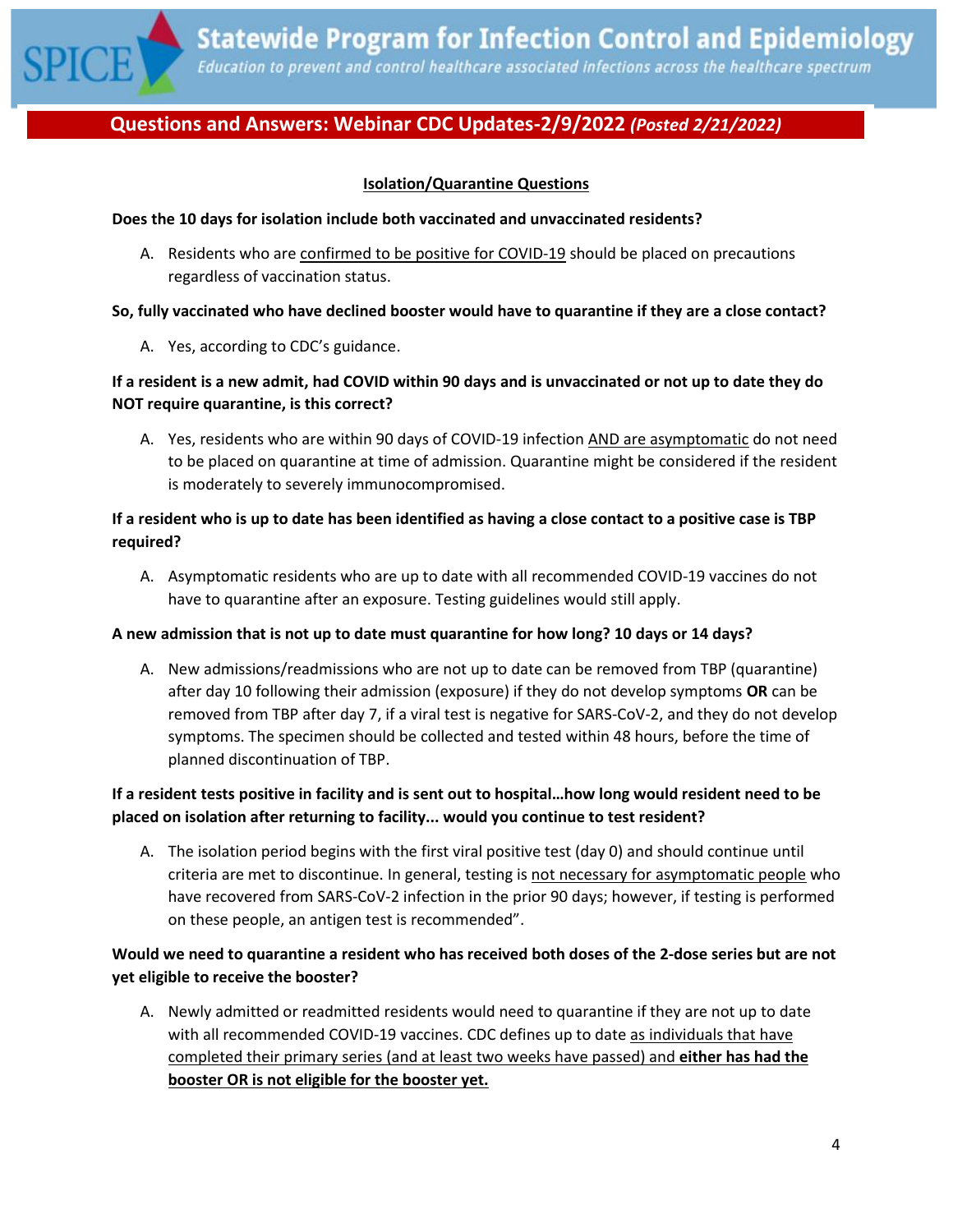**Questions and Answers: Webinar CDC Updates-2/9/2022** ***(Posted 2/21/2022)***

## Isolation/Quarantine Questions

**Does the 10 days for isolation include both vaccinated and unvaccinated residents?**

A. Residents who are confirmed to be positive for COVID-19 should be placed on precautions regardless of vaccination status.

**So, fully vaccinated who have declined booster would have to quarantine if they are a close contact?**

A. Yes, according to CDC's guidance.

**If a resident is a new admit, had COVID within 90 days and is unvaccinated or not up to date they do NOT require quarantine, is this correct?**

A. Yes, residents who are within 90 days of COVID-19 infection AND are asymptomatic do not need to be placed on quarantine at time of admission. Quarantine might be considered if the resident is moderately to severely immunocompromised.

**If a resident who is up to date has been identified as having a close contact to a positive case is TBP required?**

A. Asymptomatic residents who are up to date with all recommended COVID-19 vaccines do not have to quarantine after an exposure. Testing guidelines would still apply.

**A new admission that is not up to date must quarantine for how long? 10 days or 14 days?**

A. New admissions/readmissions who are not up to date can be removed from TBP (quarantine) after day 10 following their admission (exposure) if they do not develop symptoms **OR** can be removed from TBP after day 7, if a viral test is negative for SARS-CoV-2, and they do not develop symptoms. The specimen should be collected and tested within 48 hours, before the time of planned discontinuation of TBP.

**If a resident tests positive in facility and is sent out to hospital…how long would resident need to be placed on isolation after returning to facility... would you continue to test resident?**

A. The isolation period begins with the first viral positive test (day 0) and should continue until criteria are met to discontinue. In general, testing is not necessary for asymptomatic people who have recovered from SARS-CoV-2 infection in the prior 90 days; however, if testing is performed on these people, an antigen test is recommended".

**Would we need to quarantine a resident who has received both doses of the 2-dose series but are not yet eligible to receive the booster?**

A. Newly admitted or readmitted residents would need to quarantine if they are not up to date with all recommended COVID-19 vaccines. CDC defines up to date as individuals that have completed their primary series (and at least two weeks have passed) and **either has had the booster OR is not eligible for the booster yet.**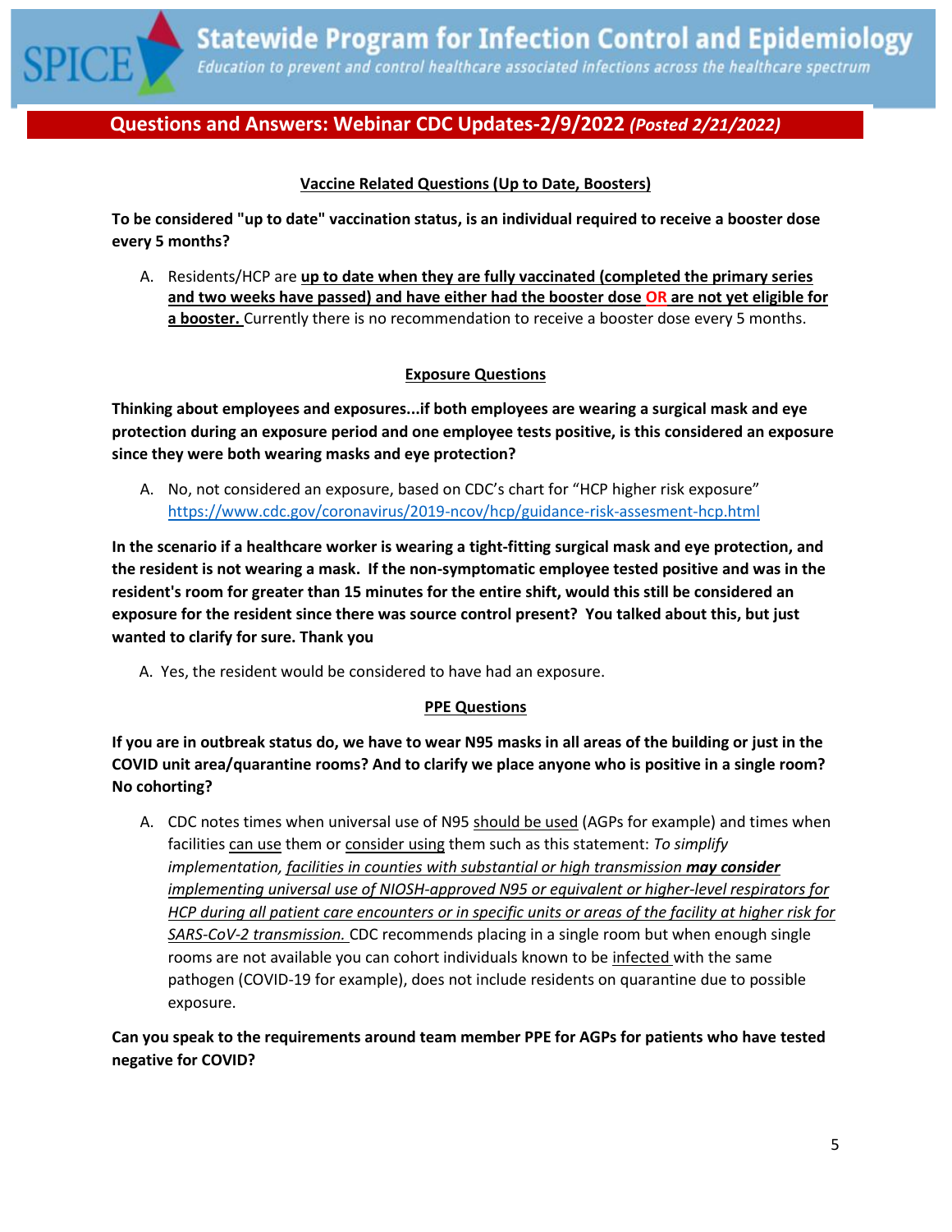## Questions and Answers: Webinar CDC Updates-2/9/2022 *(Posted 2/21/2022)*

### Vaccine Related Questions (Up to Date, Boosters)

**To be considered "up to date" vaccination status, is an individual required to receive a booster dose every 5 months?**

A. Residents/HCP are **up to date when they are fully vaccinated (completed the primary series and two weeks have passed) and have either had the booster dose OR are not yet eligible for a booster.** Currently there is no recommendation to receive a booster dose every 5 months.

### Exposure Questions

**Thinking about employees and exposures...if both employees are wearing a surgical mask and eye protection during an exposure period and one employee tests positive, is this considered an exposure since they were both wearing masks and eye protection?**

A. No, not considered an exposure, based on CDC's chart for "HCP higher risk exposure" https://www.cdc.gov/coronavirus/2019-ncov/hcp/guidance-risk-assesment-hcp.html

**In the scenario if a healthcare worker is wearing a tight-fitting surgical mask and eye protection, and the resident is not wearing a mask. If the non-symptomatic employee tested positive and was in the resident's room for greater than 15 minutes for the entire shift, would this still be considered an exposure for the resident since there was source control present? You talked about this, but just wanted to clarify for sure. Thank you**

A. Yes, the resident would be considered to have had an exposure.

### PPE Questions

**If you are in outbreak status do, we have to wear N95 masks in all areas of the building or just in the COVID unit area/quarantine rooms? And to clarify we place anyone who is positive in a single room? No cohorting?**

A. CDC notes times when universal use of N95 should be used (AGPs for example) and times when facilities can use them or consider using them such as this statement: *To simplify implementation, facilities in counties with substantial or high transmission **may consider** implementing universal use of NIOSH-approved N95 or equivalent or higher-level respirators for HCP during all patient care encounters or in specific units or areas of the facility at higher risk for SARS-CoV-2 transmission.* CDC recommends placing in a single room but when enough single rooms are not available you can cohort individuals known to be infected with the same pathogen (COVID-19 for example), does not include residents on quarantine due to possible exposure.

**Can you speak to the requirements around team member PPE for AGPs for patients who have tested negative for COVID?**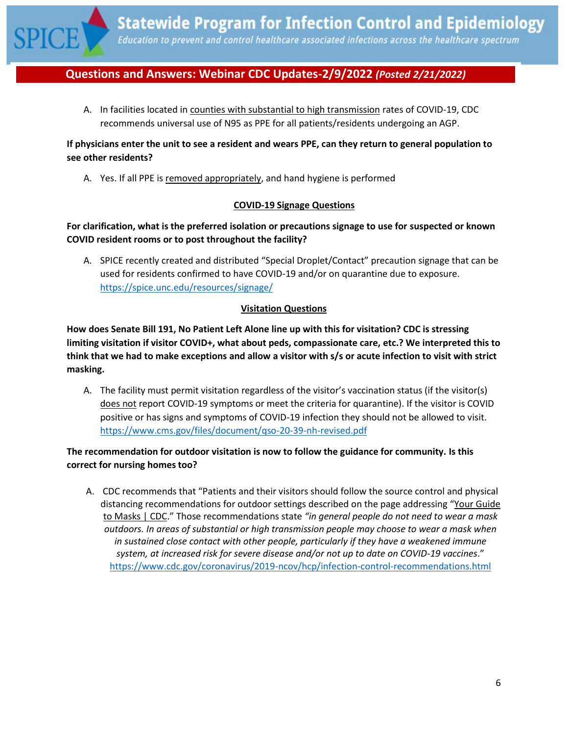A. In facilities located in counties with substantial to high transmission rates of COVID-19, CDC recommends universal use of N95 as PPE for all patients/residents undergoing an AGP.

**If physicians enter the unit to see a resident and wears PPE, can they return to general population to see other residents?**

A. Yes. If all PPE is removed appropriately, and hand hygiene is performed

### COVID-19 Signage Questions

**For clarification, what is the preferred isolation or precautions signage to use for suspected or known COVID resident rooms or to post throughout the facility?**

A. SPICE recently created and distributed "Special Droplet/Contact" precaution signage that can be used for residents confirmed to have COVID-19 and/or on quarantine due to exposure. https://spice.unc.edu/resources/signage/

### Visitation Questions

**How does Senate Bill 191, No Patient Left Alone line up with this for visitation? CDC is stressing limiting visitation if visitor COVID+, what about peds, compassionate care, etc.? We interpreted this to think that we had to make exceptions and allow a visitor with s/s or acute infection to visit with strict masking.**

A. The facility must permit visitation regardless of the visitor's vaccination status (if the visitor(s) does not report COVID-19 symptoms or meet the criteria for quarantine). If the visitor is COVID positive or has signs and symptoms of COVID-19 infection they should not be allowed to visit. https://www.cms.gov/files/document/qso-20-39-nh-revised.pdf

**The recommendation for outdoor visitation is now to follow the guidance for community. Is this correct for nursing homes too?**

A. CDC recommends that "Patients and their visitors should follow the source control and physical distancing recommendations for outdoor settings described on the page addressing "Your Guide to Masks | CDC." Those recommendations state *"in general people do not need to wear a mask outdoors. In areas of substantial or high transmission people may choose to wear a mask when in sustained close contact with other people, particularly if they have a weakened immune system, at increased risk for severe disease and/or not up to date on COVID-19 vaccines*." https://www.cdc.gov/coronavirus/2019-ncov/hcp/infection-control-recommendations.html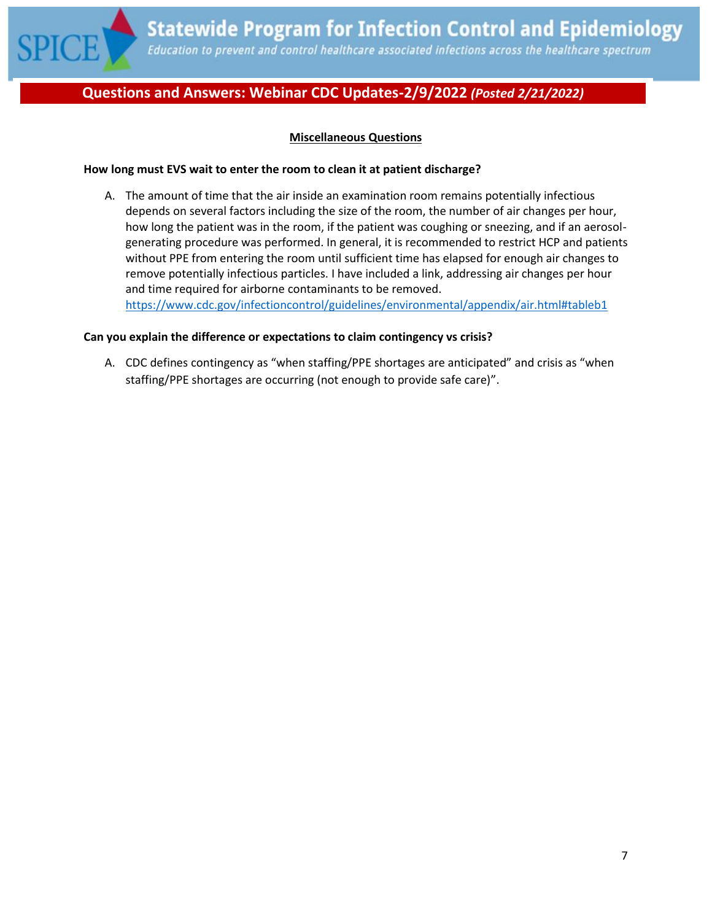**Miscellaneous Questions**

**How long must EVS wait to enter the room to clean it at patient discharge?**

A. The amount of time that the air inside an examination room remains potentially infectious depends on several factors including the size of the room, the number of air changes per hour, how long the patient was in the room, if the patient was coughing or sneezing, and if an aerosol-generating procedure was performed. In general, it is recommended to restrict HCP and patients without PPE from entering the room until sufficient time has elapsed for enough air changes to remove potentially infectious particles. I have included a link, addressing air changes per hour and time required for airborne contaminants to be removed. https://www.cdc.gov/infectioncontrol/guidelines/environmental/appendix/air.html#tableb1

**Can you explain the difference or expectations to claim contingency vs crisis?**

A. CDC defines contingency as "when staffing/PPE shortages are anticipated" and crisis as "when staffing/PPE shortages are occurring (not enough to provide safe care)".